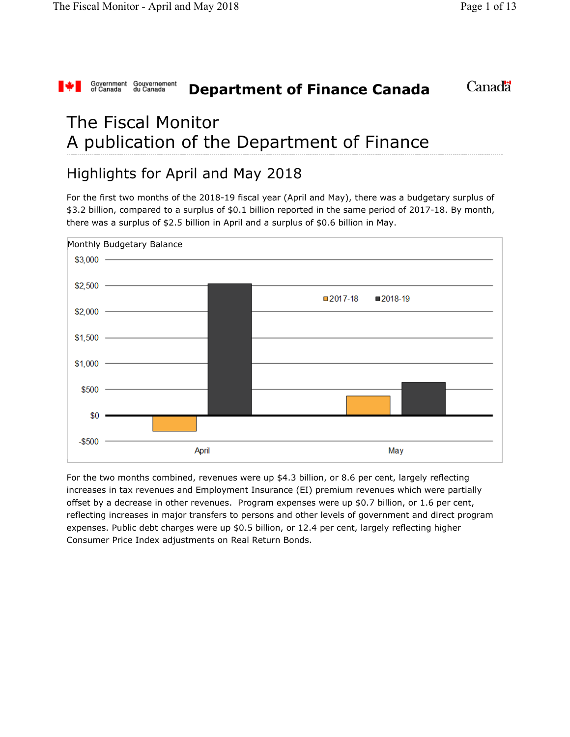Government of Canada Gouvernement du Canada

# Department of Finance Canada

Canada

# The Fiscal Monitor
# A publication of the Department of Finance

## Highlights for April and May 2018

For the first two months of the 2018-19 fiscal year (April and May), there was a budgetary surplus of $3.2 billion, compared to a surplus of $0.1 billion reported in the same period of 2017-18. By month, there was a surplus of $2.5 billion in April and a surplus of $0.6 billion in May.

Monthly Budgetary Balance

$3,000
$2,500
$2,000
$1,500
$1,000
$500
$0
-$500

2017-18
2018-19

April
May

For the two months combined, revenues were up $4.3 billion, or 8.6 per cent, largely reflecting increases in tax revenues and Employment Insurance (EI) premium revenues which were partially offset by a decrease in other revenues. Program expenses were up $0.7 billion, or 1.6 per cent, reflecting increases in major transfers to persons and other levels of government and direct program expenses. Public debt charges were up $0.5 billion, or 12.4 per cent, largely reflecting higher Consumer Price Index adjustments on Real Return Bonds.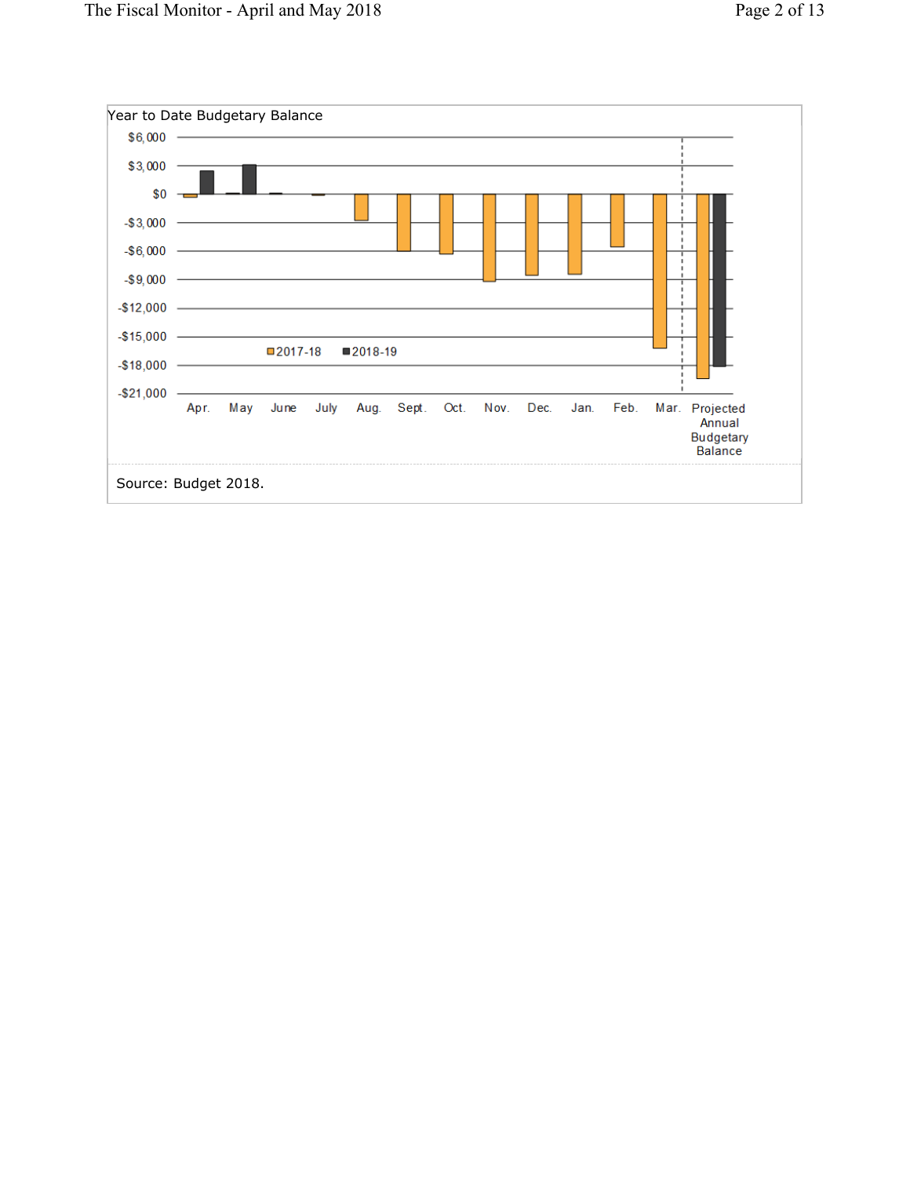Year to Date Budgetary Balance

$6,000
$3,000
$0
-$3,000
-$6,000
-$9,000
-$12,000
-$15,000
-$18,000
-$21,000

2017-18
2018-19

Apr.
May
June
July
Aug.
Sept.
Oct.
Nov.
Dec.
Jan.
Feb.
Mar.
Projected Annual Budgetary Balance

Source: Budget 2018.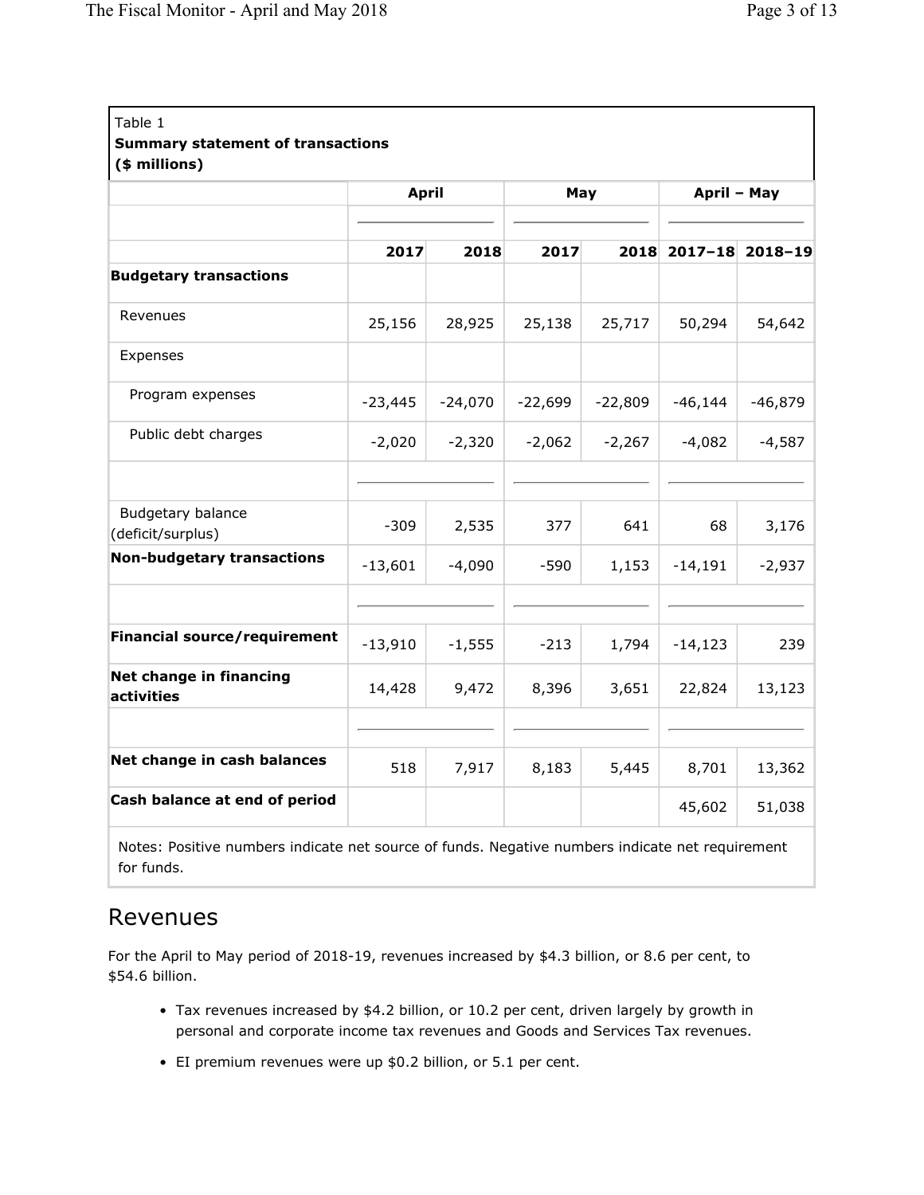Table 1
**Summary statement of transactions**
**($ millions)**

| | April | | May | | April – May | |
|---|---|---|---|---|---|---|
| | 2017 | 2018 | 2017 | 2018 | 2017–18 | 2018–19 |
| **Budgetary transactions** | | | | | | |
| Revenues | 25,156 | 28,925 | 25,138 | 25,717 | 50,294 | 54,642 |
| Expenses | | | | | | |
| Program expenses | -23,445 | -24,070 | -22,699 | -22,809 | -46,144 | -46,879 |
| Public debt charges | -2,020 | -2,320 | -2,062 | -2,267 | -4,082 | -4,587 |
| Budgetary balance (deficit/surplus) | -309 | 2,535 | 377 | 641 | 68 | 3,176 |
| **Non-budgetary transactions** | -13,601 | -4,090 | -590 | 1,153 | -14,191 | -2,937 |
| **Financial source/requirement** | -13,910 | -1,555 | -213 | 1,794 | -14,123 | 239 |
| **Net change in financing activities** | 14,428 | 9,472 | 8,396 | 3,651 | 22,824 | 13,123 |
| **Net change in cash balances** | 518 | 7,917 | 8,183 | 5,445 | 8,701 | 13,362 |
| **Cash balance at end of period** | | | | | 45,602 | 51,038 |

Notes: Positive numbers indicate net source of funds. Negative numbers indicate net requirement for funds.

## Revenues

For the April to May period of 2018-19, revenues increased by $4.3 billion, or 8.6 per cent, to $54.6 billion.

- Tax revenues increased by $4.2 billion, or 10.2 per cent, driven largely by growth in personal and corporate income tax revenues and Goods and Services Tax revenues.
- EI premium revenues were up $0.2 billion, or 5.1 per cent.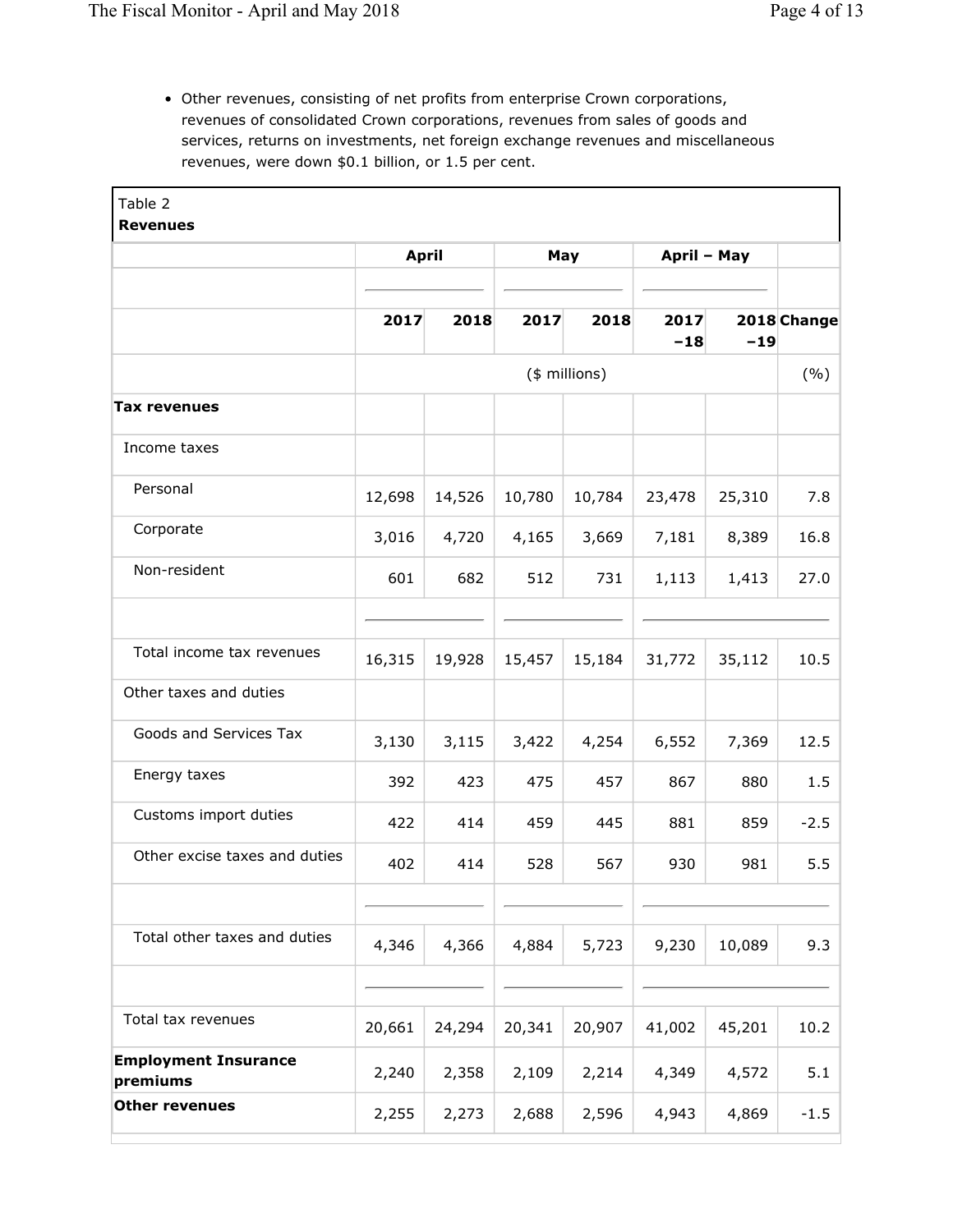- Other revenues, consisting of net profits from enterprise Crown corporations, revenues of consolidated Crown corporations, revenues from sales of goods and services, returns on investments, net foreign exchange revenues and miscellaneous revenues, were down $0.1 billion, or 1.5 per cent.

Table 2
**Revenues**

| | April | | May | | April – May | | |
|---|---|---|---|---|---|---|---|
| | 2017 | 2018 | 2017 | 2018 | 2017–18 | 2018–19 | Change |
| | ($ millions) | | | | | | (%) |
| **Tax revenues** | | | | | | | |
| Income taxes | | | | | | | |
| Personal | 12,698 | 14,526 | 10,780 | 10,784 | 23,478 | 25,310 | 7.8 |
| Corporate | 3,016 | 4,720 | 4,165 | 3,669 | 7,181 | 8,389 | 16.8 |
| Non-resident | 601 | 682 | 512 | 731 | 1,113 | 1,413 | 27.0 |
| Total income tax revenues | 16,315 | 19,928 | 15,457 | 15,184 | 31,772 | 35,112 | 10.5 |
| Other taxes and duties | | | | | | | |
| Goods and Services Tax | 3,130 | 3,115 | 3,422 | 4,254 | 6,552 | 7,369 | 12.5 |
| Energy taxes | 392 | 423 | 475 | 457 | 867 | 880 | 1.5 |
| Customs import duties | 422 | 414 | 459 | 445 | 881 | 859 | -2.5 |
| Other excise taxes and duties | 402 | 414 | 528 | 567 | 930 | 981 | 5.5 |
| Total other taxes and duties | 4,346 | 4,366 | 4,884 | 5,723 | 9,230 | 10,089 | 9.3 |
| Total tax revenues | 20,661 | 24,294 | 20,341 | 20,907 | 41,002 | 45,201 | 10.2 |
| **Employment Insurance premiums** | 2,240 | 2,358 | 2,109 | 2,214 | 4,349 | 4,572 | 5.1 |
| **Other revenues** | 2,255 | 2,273 | 2,688 | 2,596 | 4,943 | 4,869 | -1.5 |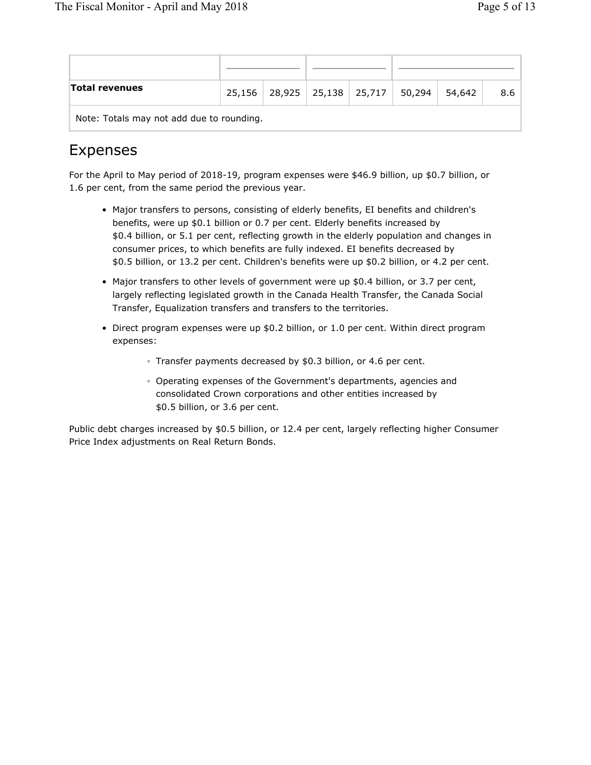| | | | | | | | |
|---|---|---|---|---|---|---|---|
| | | | | | | | |
| **Total revenues** | 25,156 | 28,925 | 25,138 | 25,717 | 50,294 | 54,642 | 8.6 |
| Note: Totals may not add due to rounding. | | | | | | | |

## Expenses

For the April to May period of 2018-19, program expenses were $46.9 billion, up $0.7 billion, or 1.6 per cent, from the same period the previous year.

- Major transfers to persons, consisting of elderly benefits, EI benefits and children's benefits, were up $0.1 billion or 0.7 per cent. Elderly benefits increased by $0.4 billion, or 5.1 per cent, reflecting growth in the elderly population and changes in consumer prices, to which benefits are fully indexed. EI benefits decreased by $0.5 billion, or 13.2 per cent. Children's benefits were up $0.2 billion, or 4.2 per cent.
- Major transfers to other levels of government were up $0.4 billion, or 3.7 per cent, largely reflecting legislated growth in the Canada Health Transfer, the Canada Social Transfer, Equalization transfers and transfers to the territories.
- Direct program expenses were up $0.2 billion, or 1.0 per cent. Within direct program expenses:
    - Transfer payments decreased by $0.3 billion, or 4.6 per cent.
    - Operating expenses of the Government's departments, agencies and consolidated Crown corporations and other entities increased by $0.5 billion, or 3.6 per cent.

Public debt charges increased by $0.5 billion, or 12.4 per cent, largely reflecting higher Consumer Price Index adjustments on Real Return Bonds.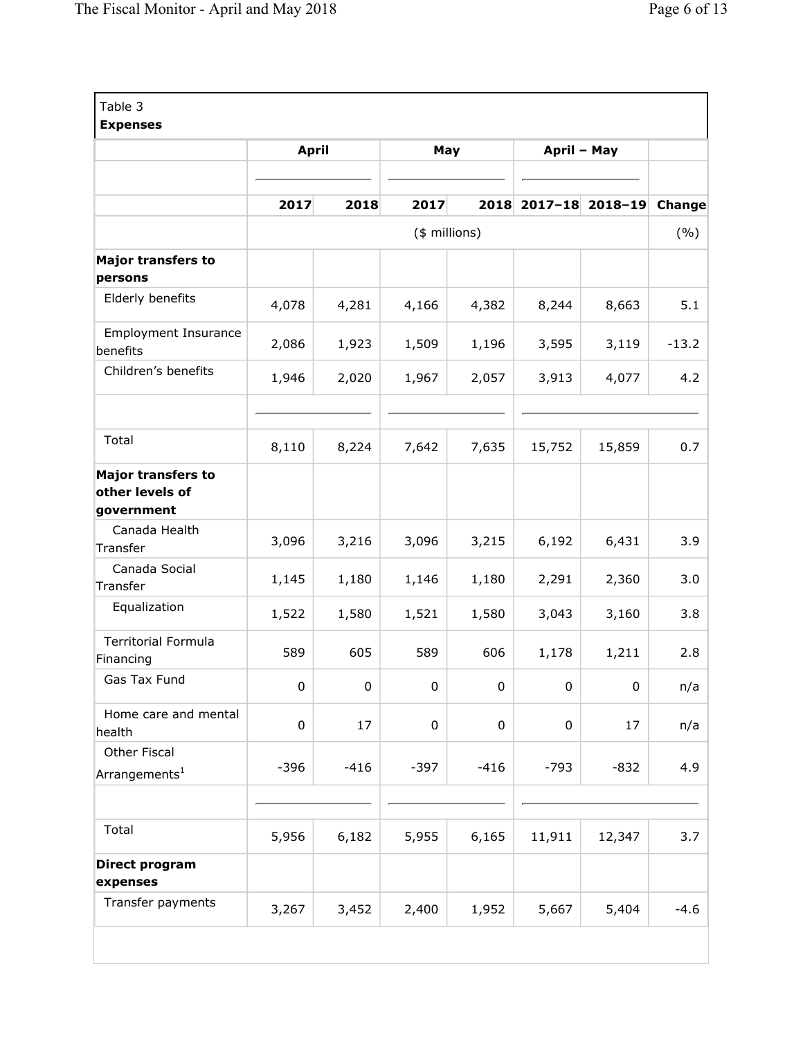Table 3
**Expenses**

| | April | | May | | April – May | | |
|---|---|---|---|---|---|---|---|
| | 2017 | 2018 | 2017 | 2018 | 2017–18 | 2018–19 | Change |
| | ($ millions) | | | | | | (%) |
| **Major transfers to persons** | | | | | | | |
| Elderly benefits | 4,078 | 4,281 | 4,166 | 4,382 | 8,244 | 8,663 | 5.1 |
| Employment Insurance benefits | 2,086 | 1,923 | 1,509 | 1,196 | 3,595 | 3,119 | -13.2 |
| Children's benefits | 1,946 | 2,020 | 1,967 | 2,057 | 3,913 | 4,077 | 4.2 |
| Total | 8,110 | 8,224 | 7,642 | 7,635 | 15,752 | 15,859 | 0.7 |
| **Major transfers to other levels of government** | | | | | | | |
| Canada Health Transfer | 3,096 | 3,216 | 3,096 | 3,215 | 6,192 | 6,431 | 3.9 |
| Canada Social Transfer | 1,145 | 1,180 | 1,146 | 1,180 | 2,291 | 2,360 | 3.0 |
| Equalization | 1,522 | 1,580 | 1,521 | 1,580 | 3,043 | 3,160 | 3.8 |
| Territorial Formula Financing | 589 | 605 | 589 | 606 | 1,178 | 1,211 | 2.8 |
| Gas Tax Fund | 0 | 0 | 0 | 0 | 0 | 0 | n/a |
| Home care and mental health | 0 | 17 | 0 | 0 | 0 | 17 | n/a |
| Other Fiscal Arrangements[1] | -396 | -416 | -397 | -416 | -793 | -832 | 4.9 |
| Total | 5,956 | 6,182 | 5,955 | 6,165 | 11,911 | 12,347 | 3.7 |
| **Direct program expenses** | | | | | | | |
| Transfer payments | 3,267 | 3,452 | 2,400 | 1,952 | 5,667 | 5,404 | -4.6 |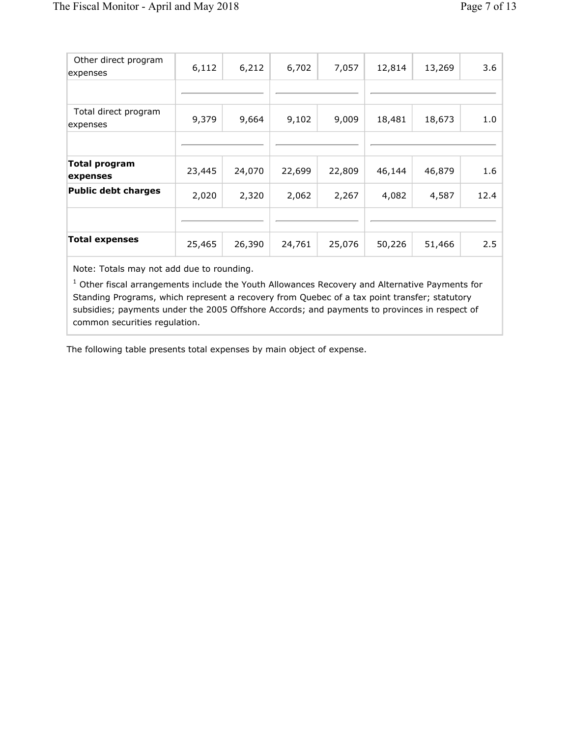| | | | | | | | |
|---|---|---|---|---|---|---|---|
| Other direct program expenses | 6,112 | 6,212 | 6,702 | 7,057 | 12,814 | 13,269 | 3.6 |
| Total direct program expenses | 9,379 | 9,664 | 9,102 | 9,009 | 18,481 | 18,673 | 1.0 |
| **Total program expenses** | 23,445 | 24,070 | 22,699 | 22,809 | 46,144 | 46,879 | 1.6 |
| **Public debt charges** | 2,020 | 2,320 | 2,062 | 2,267 | 4,082 | 4,587 | 12.4 |
| **Total expenses** | 25,465 | 26,390 | 24,761 | 25,076 | 50,226 | 51,466 | 2.5 |

Note: Totals may not add due to rounding.

[1] Other fiscal arrangements include the Youth Allowances Recovery and Alternative Payments for Standing Programs, which represent a recovery from Quebec of a tax point transfer; statutory subsidies; payments under the 2005 Offshore Accords; and payments to provinces in respect of common securities regulation.

The following table presents total expenses by main object of expense.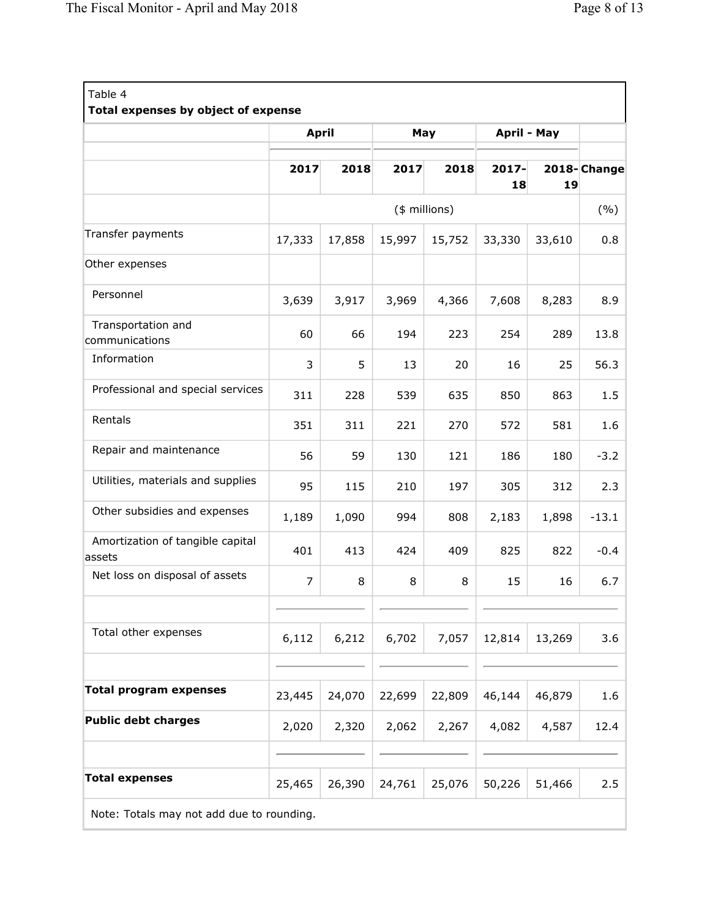Table 4

**Total expenses by object of expense**

| | April | | May | | April - May | | |
|---|---|---|---|---|---|---|---|
| | **2017** | **2018** | **2017** | **2018** | **2017-18** | **2018-19** | **Change** |
| | ($ millions) | | | | | | (%) |
| Transfer payments | 17,333 | 17,858 | 15,997 | 15,752 | 33,330 | 33,610 | 0.8 |
| Other expenses | | | | | | | |
| Personnel | 3,639 | 3,917 | 3,969 | 4,366 | 7,608 | 8,283 | 8.9 |
| Transportation and communications | 60 | 66 | 194 | 223 | 254 | 289 | 13.8 |
| Information | 3 | 5 | 13 | 20 | 16 | 25 | 56.3 |
| Professional and special services | 311 | 228 | 539 | 635 | 850 | 863 | 1.5 |
| Rentals | 351 | 311 | 221 | 270 | 572 | 581 | 1.6 |
| Repair and maintenance | 56 | 59 | 130 | 121 | 186 | 180 | -3.2 |
| Utilities, materials and supplies | 95 | 115 | 210 | 197 | 305 | 312 | 2.3 |
| Other subsidies and expenses | 1,189 | 1,090 | 994 | 808 | 2,183 | 1,898 | -13.1 |
| Amortization of tangible capital assets | 401 | 413 | 424 | 409 | 825 | 822 | -0.4 |
| Net loss on disposal of assets | 7 | 8 | 8 | 8 | 15 | 16 | 6.7 |
| Total other expenses | 6,112 | 6,212 | 6,702 | 7,057 | 12,814 | 13,269 | 3.6 |
| **Total program expenses** | 23,445 | 24,070 | 22,699 | 22,809 | 46,144 | 46,879 | 1.6 |
| **Public debt charges** | 2,020 | 2,320 | 2,062 | 2,267 | 4,082 | 4,587 | 12.4 |
| **Total expenses** | 25,465 | 26,390 | 24,761 | 25,076 | 50,226 | 51,466 | 2.5 |

Note: Totals may not add due to rounding.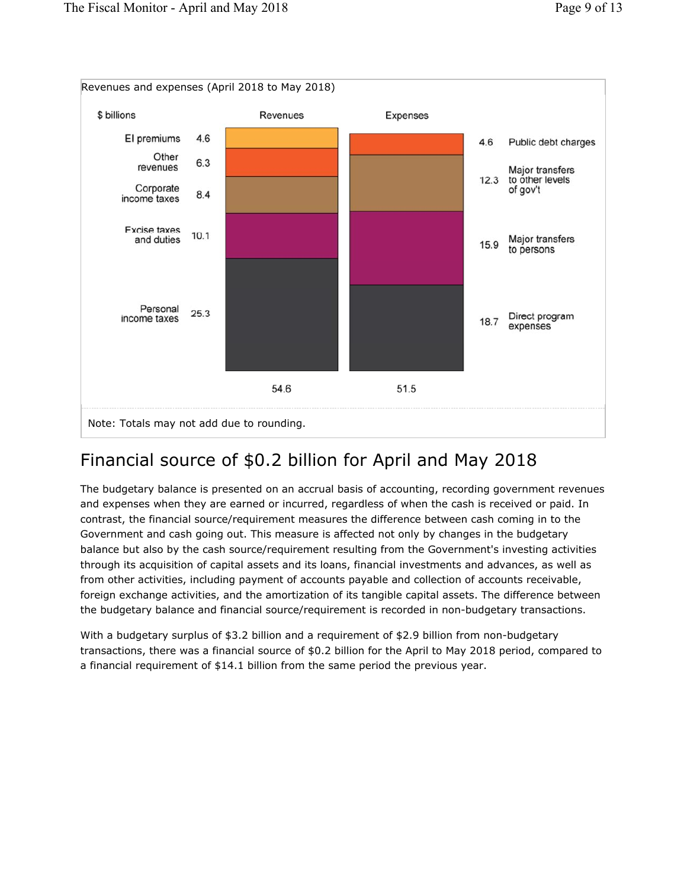Revenues and expenses (April 2018 to May 2018)

$ billions

Revenues

Expenses

EI premiums 4.6

Other revenues 6.3

Corporate income taxes 8.4

Excise taxes and duties 10.1

Personal income taxes 25.3

4.6 Public debt charges

12.3 Major transfers to other levels of gov't

15.9 Major transfers to persons

18.7 Direct program expenses

54.6

51.5

Note: Totals may not add due to rounding.

## Financial source of $0.2 billion for April and May 2018

The budgetary balance is presented on an accrual basis of accounting, recording government revenues and expenses when they are earned or incurred, regardless of when the cash is received or paid. In contrast, the financial source/requirement measures the difference between cash coming in to the Government and cash going out. This measure is affected not only by changes in the budgetary balance but also by the cash source/requirement resulting from the Government's investing activities through its acquisition of capital assets and its loans, financial investments and advances, as well as from other activities, including payment of accounts payable and collection of accounts receivable, foreign exchange activities, and the amortization of its tangible capital assets. The difference between the budgetary balance and financial source/requirement is recorded in non-budgetary transactions.

With a budgetary surplus of $3.2 billion and a requirement of $2.9 billion from non-budgetary transactions, there was a financial source of $0.2 billion for the April to May 2018 period, compared to a financial requirement of $14.1 billion from the same period the previous year.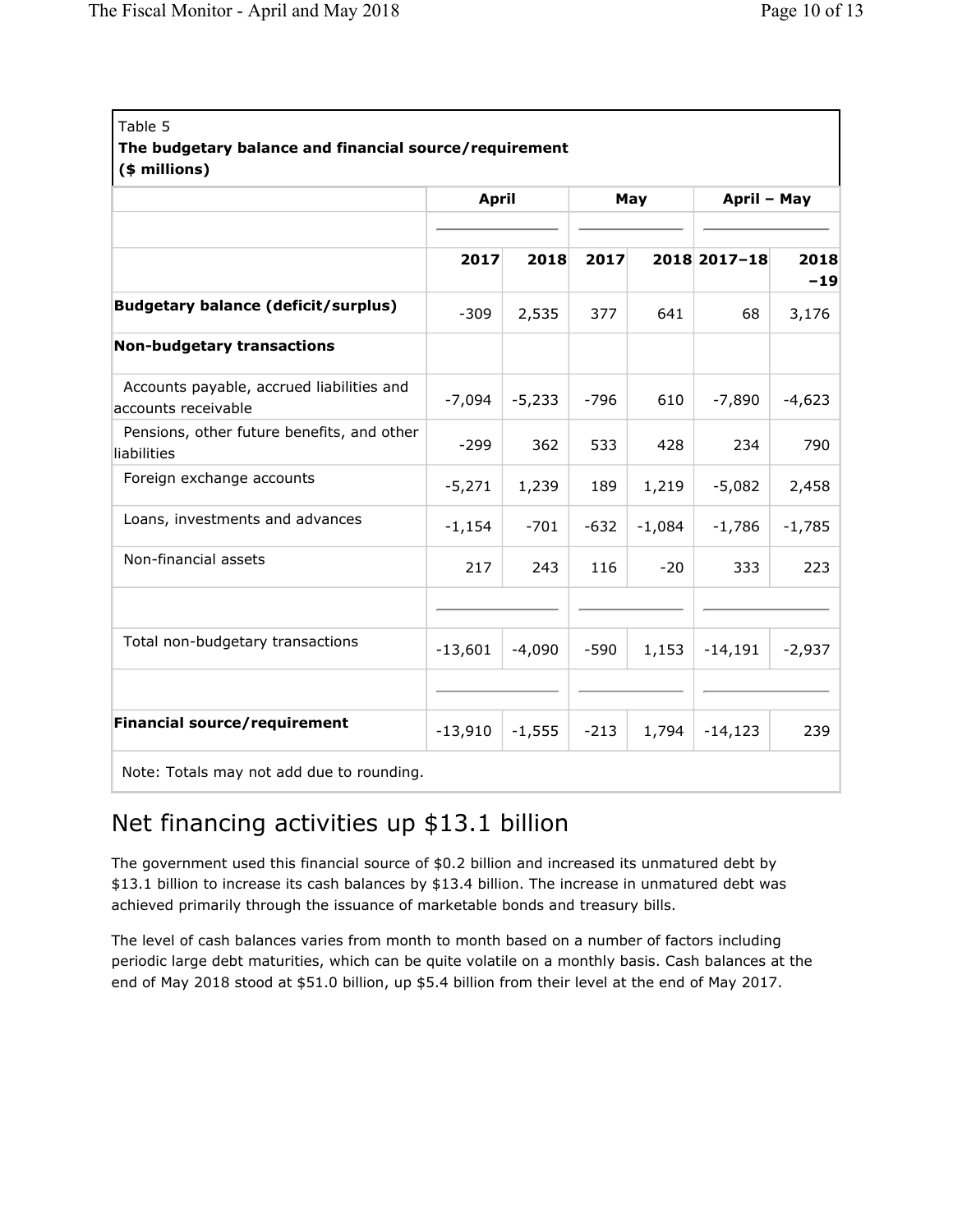Table 5
**The budgetary balance and financial source/requirement**
**($ millions)**

| | April | | May | | April – May | |
|---|---|---|---|---|---|---|
| | **2017** | **2018** | **2017** | **2018** | **2017–18** | **2018–19** |
| **Budgetary balance (deficit/surplus)** | -309 | 2,535 | 377 | 641 | 68 | 3,176 |
| **Non-budgetary transactions** | | | | | | |
| Accounts payable, accrued liabilities and accounts receivable | -7,094 | -5,233 | -796 | 610 | -7,890 | -4,623 |
| Pensions, other future benefits, and other liabilities | -299 | 362 | 533 | 428 | 234 | 790 |
| Foreign exchange accounts | -5,271 | 1,239 | 189 | 1,219 | -5,082 | 2,458 |
| Loans, investments and advances | -1,154 | -701 | -632 | -1,084 | -1,786 | -1,785 |
| Non-financial assets | 217 | 243 | 116 | -20 | 333 | 223 |
| Total non-budgetary transactions | -13,601 | -4,090 | -590 | 1,153 | -14,191 | -2,937 |
| **Financial source/requirement** | -13,910 | -1,555 | -213 | 1,794 | -14,123 | 239 |

Note: Totals may not add due to rounding.

## Net financing activities up $13.1 billion

The government used this financial source of $0.2 billion and increased its unmatured debt by $13.1 billion to increase its cash balances by $13.4 billion. The increase in unmatured debt was achieved primarily through the issuance of marketable bonds and treasury bills.

The level of cash balances varies from month to month based on a number of factors including periodic large debt maturities, which can be quite volatile on a monthly basis. Cash balances at the end of May 2018 stood at $51.0 billion, up $5.4 billion from their level at the end of May 2017.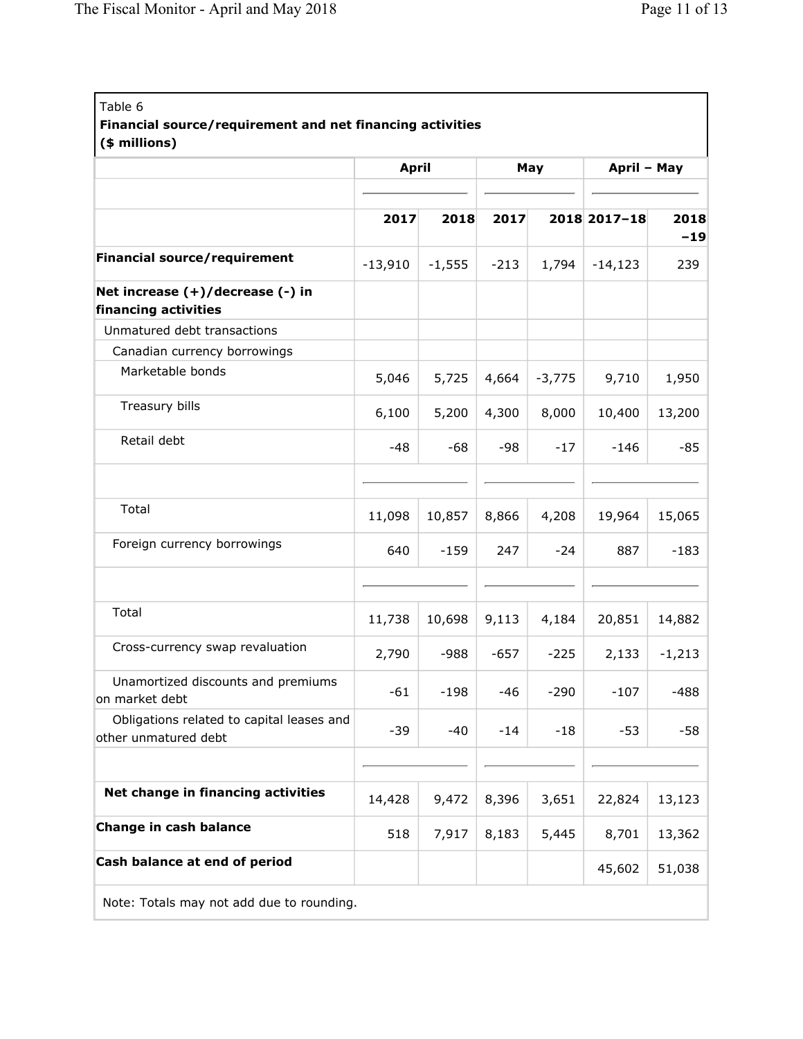Table 6
**Financial source/requirement and net financing activities**
**($ millions)**

| | April | | May | | April – May | |
|---|---|---|---|---|---|---|
| | 2017 | 2018 | 2017 | 2018 | 2017–18 | 2018–19 |
| **Financial source/requirement** | -13,910 | -1,555 | -213 | 1,794 | -14,123 | 239 |
| **Net increase (+)/decrease (-) in financing activities** | | | | | | |
| Unmatured debt transactions | | | | | | |
| Canadian currency borrowings | | | | | | |
| Marketable bonds | 5,046 | 5,725 | 4,664 | -3,775 | 9,710 | 1,950 |
| Treasury bills | 6,100 | 5,200 | 4,300 | 8,000 | 10,400 | 13,200 |
| Retail debt | -48 | -68 | -98 | -17 | -146 | -85 |
| Total | 11,098 | 10,857 | 8,866 | 4,208 | 19,964 | 15,065 |
| Foreign currency borrowings | 640 | -159 | 247 | -24 | 887 | -183 |
| Total | 11,738 | 10,698 | 9,113 | 4,184 | 20,851 | 14,882 |
| Cross-currency swap revaluation | 2,790 | -988 | -657 | -225 | 2,133 | -1,213 |
| Unamortized discounts and premiums on market debt | -61 | -198 | -46 | -290 | -107 | -488 |
| Obligations related to capital leases and other unmatured debt | -39 | -40 | -14 | -18 | -53 | -58 |
| **Net change in financing activities** | 14,428 | 9,472 | 8,396 | 3,651 | 22,824 | 13,123 |
| **Change in cash balance** | 518 | 7,917 | 8,183 | 5,445 | 8,701 | 13,362 |
| **Cash balance at end of period** | | | | | 45,602 | 51,038 |

Note: Totals may not add due to rounding.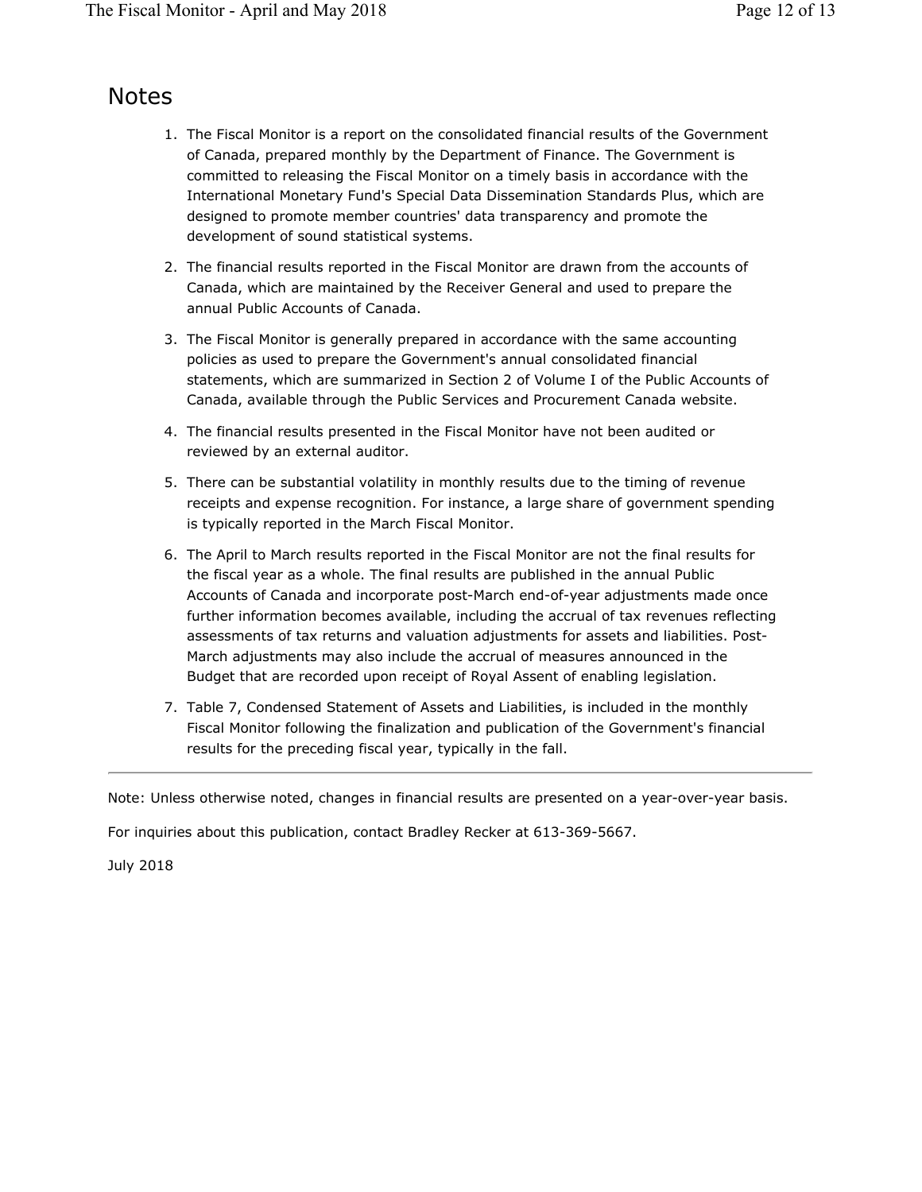## Notes

1. The Fiscal Monitor is a report on the consolidated financial results of the Government of Canada, prepared monthly by the Department of Finance. The Government is committed to releasing the Fiscal Monitor on a timely basis in accordance with the International Monetary Fund's Special Data Dissemination Standards Plus, which are designed to promote member countries' data transparency and promote the development of sound statistical systems.
2. The financial results reported in the Fiscal Monitor are drawn from the accounts of Canada, which are maintained by the Receiver General and used to prepare the annual Public Accounts of Canada.
3. The Fiscal Monitor is generally prepared in accordance with the same accounting policies as used to prepare the Government's annual consolidated financial statements, which are summarized in Section 2 of Volume I of the Public Accounts of Canada, available through the Public Services and Procurement Canada website.
4. The financial results presented in the Fiscal Monitor have not been audited or reviewed by an external auditor.
5. There can be substantial volatility in monthly results due to the timing of revenue receipts and expense recognition. For instance, a large share of government spending is typically reported in the March Fiscal Monitor.
6. The April to March results reported in the Fiscal Monitor are not the final results for the fiscal year as a whole. The final results are published in the annual Public Accounts of Canada and incorporate post-March end-of-year adjustments made once further information becomes available, including the accrual of tax revenues reflecting assessments of tax returns and valuation adjustments for assets and liabilities. Post-March adjustments may also include the accrual of measures announced in the Budget that are recorded upon receipt of Royal Assent of enabling legislation.
7. Table 7, Condensed Statement of Assets and Liabilities, is included in the monthly Fiscal Monitor following the finalization and publication of the Government's financial results for the preceding fiscal year, typically in the fall.

---

Note: Unless otherwise noted, changes in financial results are presented on a year-over-year basis.

For inquiries about this publication, contact Bradley Recker at 613-369-5667.

July 2018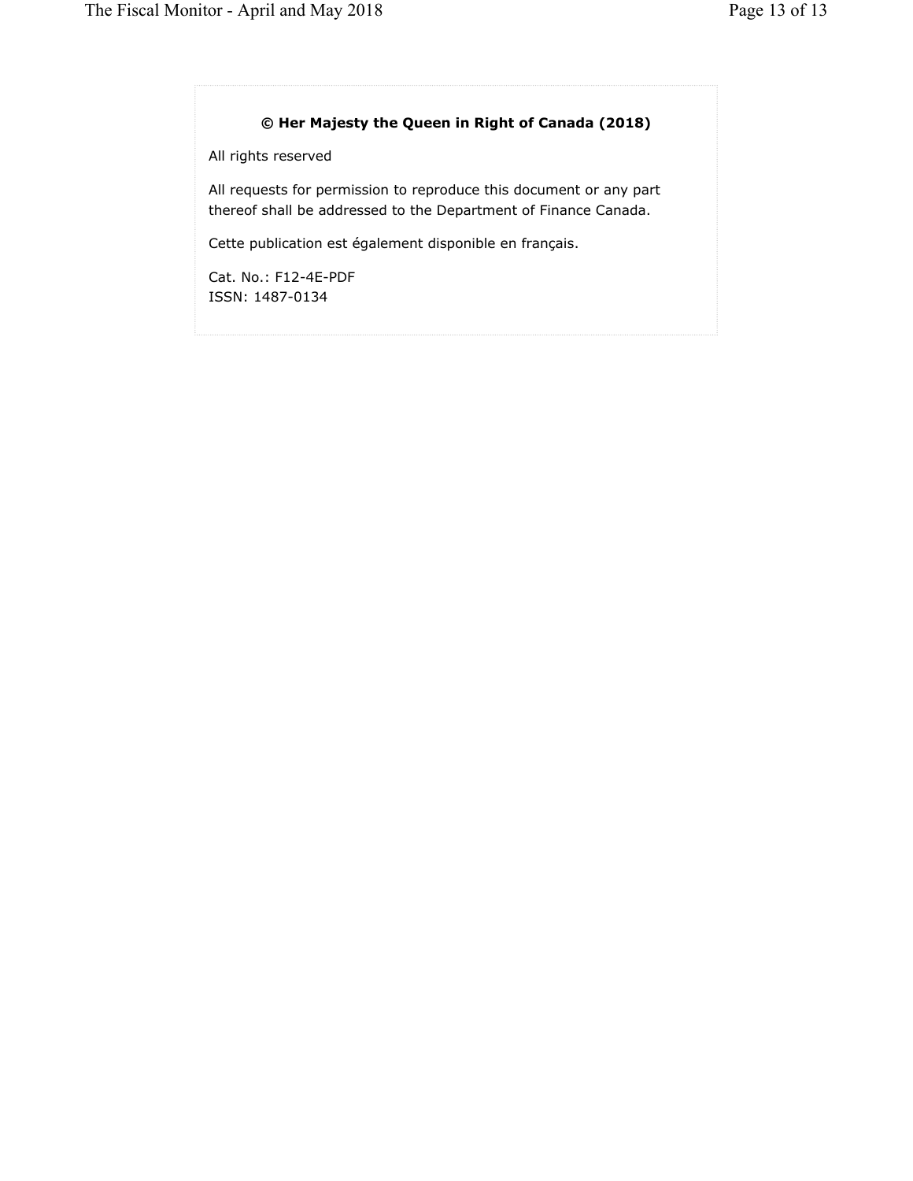**© Her Majesty the Queen in Right of Canada (2018)**

All rights reserved

All requests for permission to reproduce this document or any part thereof shall be addressed to the Department of Finance Canada.

Cette publication est également disponible en français.

Cat. No.: F12-4E-PDF
ISSN: 1487-0134